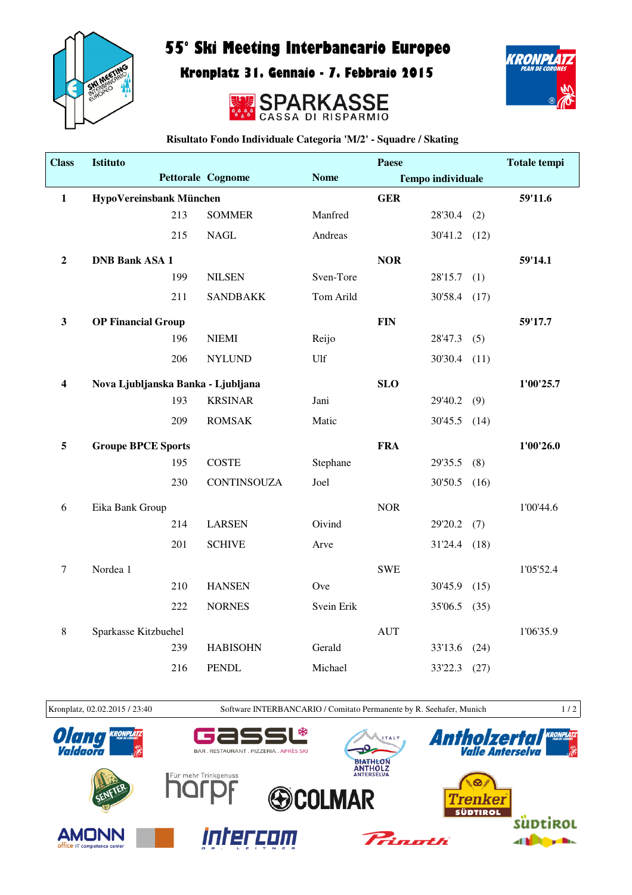# 55° Ski Meeting Interbancario Europeo

## Kronplatz 31. Gennaio - 7. Febbraio 2015

SPARKASSE CASSA DI RISPARMIO

**Risultato Fondo Individuale Categoria 'M/2' - Squadre / Skating**

| Class | Istituto / Pettorale | Cognome | Nome | Paese / Tempo individuale | | Totale tempi |
|---|---|---|---|---|---|---|
| **1** | **HypoVereinsbank München** | | | **GER** | | **59'11.6** |
| | 213 | SOMMER | Manfred | 28'30.4 | (2) | |
| | 215 | NAGL | Andreas | 30'41.2 | (12) | |
| **2** | **DNB Bank ASA 1** | | | **NOR** | | **59'14.1** |
| | 199 | NILSEN | Sven-Tore | 28'15.7 | (1) | |
| | 211 | SANDBAKK | Tom Arild | 30'58.4 | (17) | |
| **3** | **OP Financial Group** | | | **FIN** | | **59'17.7** |
| | 196 | NIEMI | Reijo | 28'47.3 | (5) | |
| | 206 | NYLUND | Ulf | 30'30.4 | (11) | |
| **4** | **Nova Ljubljanska Banka - Ljubljana** | | | **SLO** | | **1'00'25.7** |
| | 193 | KRSINAR | Jani | 29'40.2 | (9) | |
| | 209 | ROMSAK | Matic | 30'45.5 | (14) | |
| **5** | **Groupe BPCE Sports** | | | **FRA** | | **1'00'26.0** |
| | 195 | COSTE | Stephane | 29'35.5 | (8) | |
| | 230 | CONTINSOUZA | Joel | 30'50.5 | (16) | |
| 6 | Eika Bank Group | | | NOR | | 1'00'44.6 |
| | 214 | LARSEN | Oivind | 29'20.2 | (7) | |
| | 201 | SCHIVE | Arve | 31'24.4 | (18) | |
| 7 | Nordea 1 | | | SWE | | 1'05'52.4 |
| | 210 | HANSEN | Ove | 30'45.9 | (15) | |
| | 222 | NORNES | Svein Erik | 35'06.5 | (35) | |
| 8 | Sparkasse Kitzbuehel | | | AUT | | 1'06'35.9 |
| | 239 | HABISOHN | Gerald | 33'13.6 | (24) | |
| | 216 | PENDL | Michael | 33'22.3 | (27) | |

Kronplatz, 02.02.2015 / 23:40 — Software INTERBANCARIO / Comitato Permanente by R. Seehafer, Munich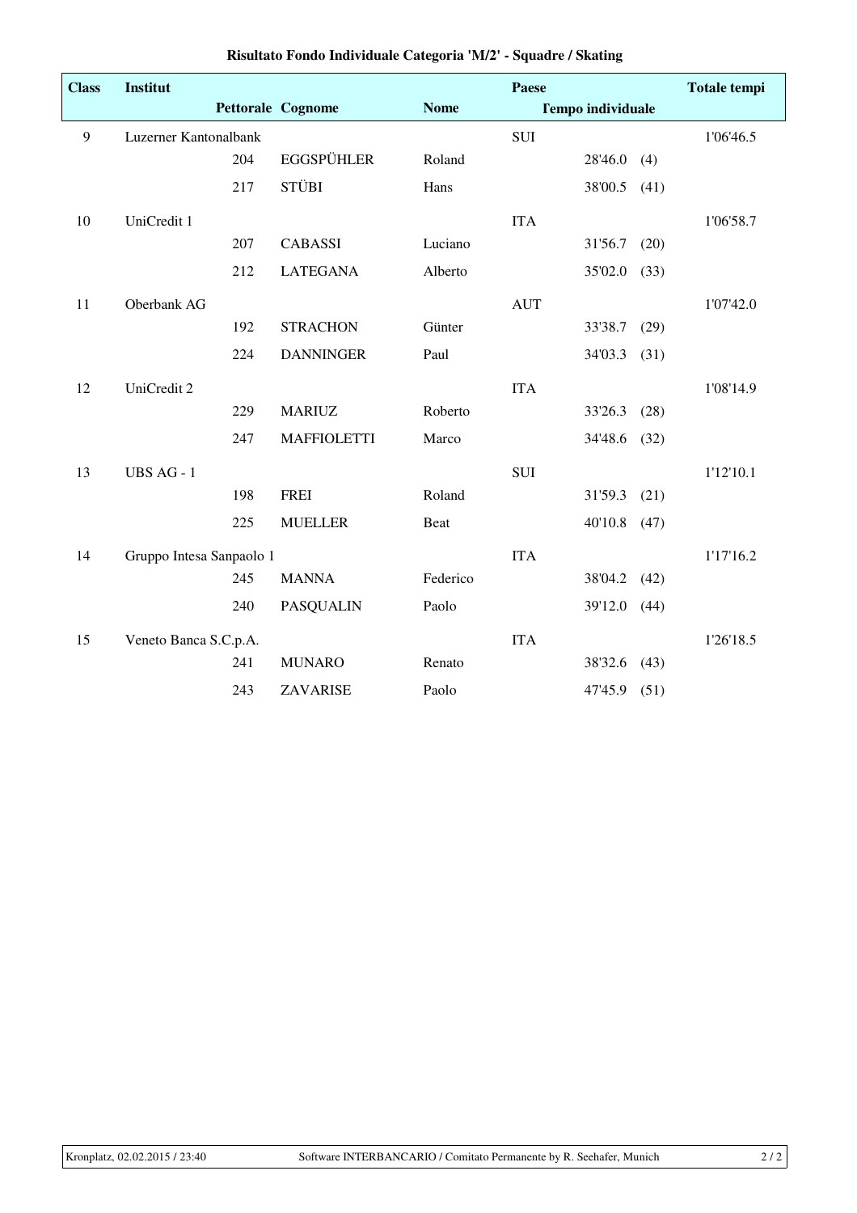**Risultato Fondo Individuale Categoria 'M/2' - Squadre / Skating**

| Class | Institut | | | | Paese | | Totale tempi |
|---|---|---|---|---|---|---|---|
| | | Pettorale | Cognome | Nome | Tempo individuale | | |
| 9 | Luzerner Kantonalbank | | | | SUI | | 1'06'46.5 |
| | | 204 | EGGSPÜHLER | Roland | 28'46.0 | (4) | |
| | | 217 | STÜBI | Hans | 38'00.5 | (41) | |
| 10 | UniCredit 1 | | | | ITA | | 1'06'58.7 |
| | | 207 | CABASSI | Luciano | 31'56.7 | (20) | |
| | | 212 | LATEGANA | Alberto | 35'02.0 | (33) | |
| 11 | Oberbank AG | | | | AUT | | 1'07'42.0 |
| | | 192 | STRACHON | Günter | 33'38.7 | (29) | |
| | | 224 | DANNINGER | Paul | 34'03.3 | (31) | |
| 12 | UniCredit 2 | | | | ITA | | 1'08'14.9 |
| | | 229 | MARIUZ | Roberto | 33'26.3 | (28) | |
| | | 247 | MAFFIOLETTI | Marco | 34'48.6 | (32) | |
| 13 | UBS AG - 1 | | | | SUI | | 1'12'10.1 |
| | | 198 | FREI | Roland | 31'59.3 | (21) | |
| | | 225 | MUELLER | Beat | 40'10.8 | (47) | |
| 14 | Gruppo Intesa Sanpaolo 1 | | | | ITA | | 1'17'16.2 |
| | | 245 | MANNA | Federico | 38'04.2 | (42) | |
| | | 240 | PASQUALIN | Paolo | 39'12.0 | (44) | |
| 15 | Veneto Banca S.C.p.A. | | | | ITA | | 1'26'18.5 |
| | | 241 | MUNARO | Renato | 38'32.6 | (43) | |
| | | 243 | ZAVARISE | Paolo | 47'45.9 | (51) | |

Kronplatz, 02.02.2015 / 23:40 — Software INTERBANCARIO / Comitato Permanente by R. Seehafer, Munich